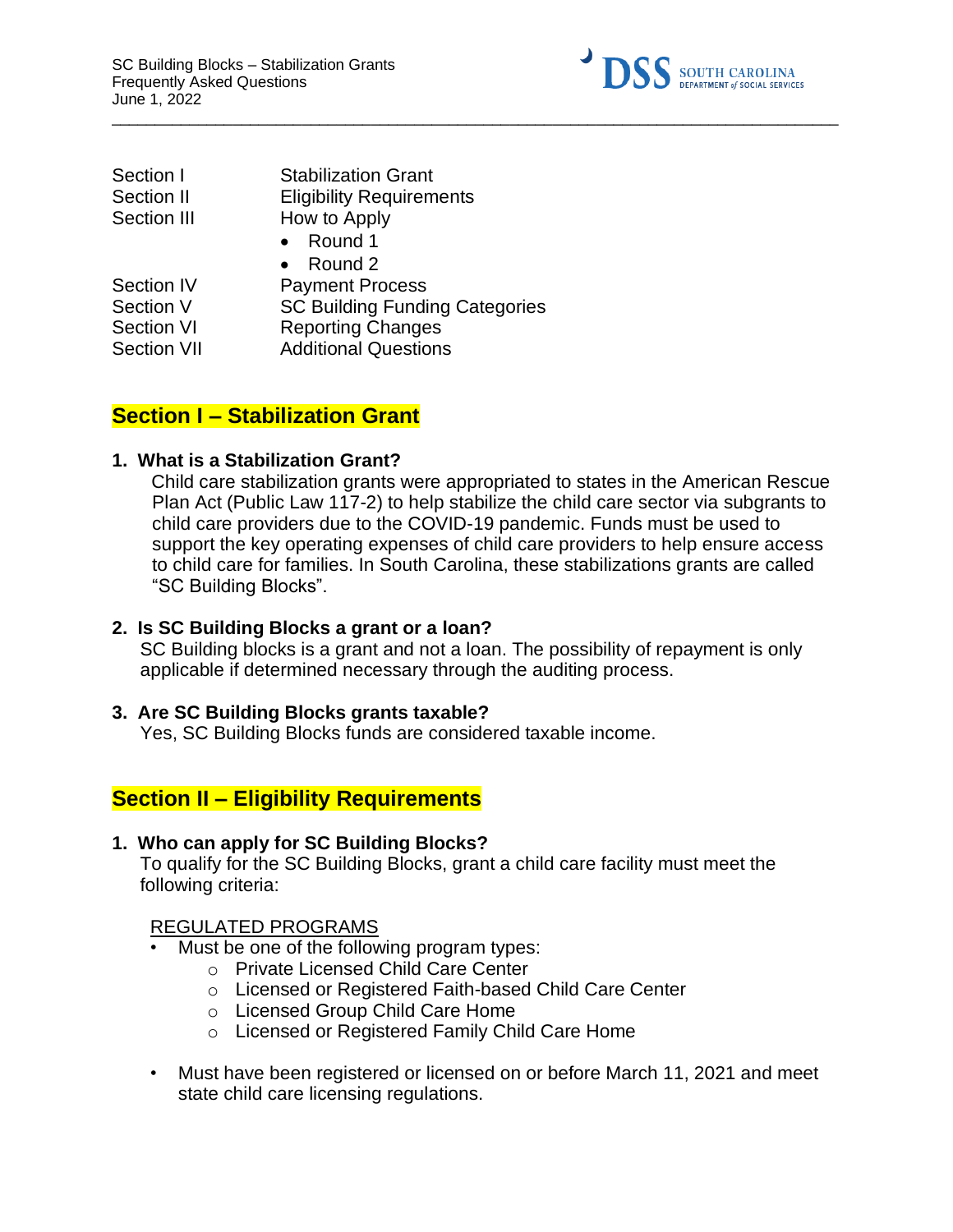| Section | Title |
| --- | --- |
| Section I | Stabilization Grant |
| Section II | Eligibility Requirements |
| Section III | How to Apply<br>• Round 1<br>• Round 2 |
| Section IV | Payment Process |
| Section V | SC Building Funding Categories |
| Section VI | Reporting Changes |
| Section VII | Additional Questions |

## Section I – Stabilization Grant

**1. What is a Stabilization Grant?**

Child care stabilization grants were appropriated to states in the American Rescue Plan Act (Public Law 117-2) to help stabilize the child care sector via subgrants to child care providers due to the COVID-19 pandemic. Funds must be used to support the key operating expenses of child care providers to help ensure access to child care for families. In South Carolina, these stabilizations grants are called "SC Building Blocks".

**2. Is SC Building Blocks a grant or a loan?**

SC Building blocks is a grant and not a loan. The possibility of repayment is only applicable if determined necessary through the auditing process.

**3. Are SC Building Blocks grants taxable?**

Yes, SC Building Blocks funds are considered taxable income.

## Section II – Eligibility Requirements

**1. Who can apply for SC Building Blocks?**

To qualify for the SC Building Blocks, grant a child care facility must meet the following criteria:

REGULATED PROGRAMS

- Must be one of the following program types:
  - Private Licensed Child Care Center
  - Licensed or Registered Faith-based Child Care Center
  - Licensed Group Child Care Home
  - Licensed or Registered Family Child Care Home
- Must have been registered or licensed on or before March 11, 2021 and meet state child care licensing regulations.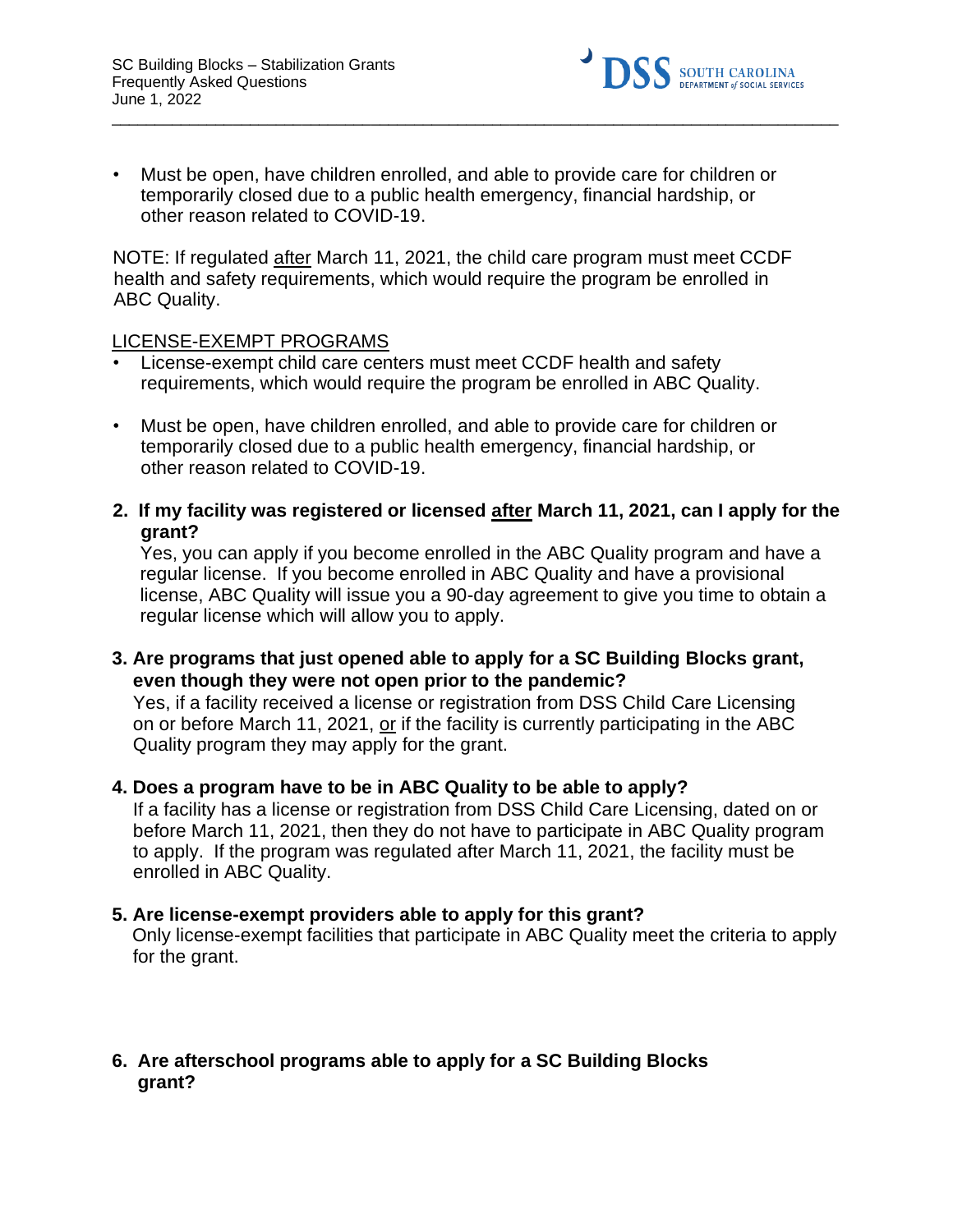- Must be open, have children enrolled, and able to provide care for children or temporarily closed due to a public health emergency, financial hardship, or other reason related to COVID-19.

NOTE: If regulated after March 11, 2021, the child care program must meet CCDF health and safety requirements, which would require the program be enrolled in ABC Quality.

LICENSE-EXEMPT PROGRAMS

- License-exempt child care centers must meet CCDF health and safety requirements, which would require the program be enrolled in ABC Quality.
- Must be open, have children enrolled, and able to provide care for children or temporarily closed due to a public health emergency, financial hardship, or other reason related to COVID-19.

**2. If my facility was registered or licensed after March 11, 2021, can I apply for the grant?**

Yes, you can apply if you become enrolled in the ABC Quality program and have a regular license. If you become enrolled in ABC Quality and have a provisional license, ABC Quality will issue you a 90-day agreement to give you time to obtain a regular license which will allow you to apply.

**3. Are programs that just opened able to apply for a SC Building Blocks grant, even though they were not open prior to the pandemic?**

Yes, if a facility received a license or registration from DSS Child Care Licensing on or before March 11, 2021, or if the facility is currently participating in the ABC Quality program they may apply for the grant.

**4. Does a program have to be in ABC Quality to be able to apply?**

If a facility has a license or registration from DSS Child Care Licensing, dated on or before March 11, 2021, then they do not have to participate in ABC Quality program to apply. If the program was regulated after March 11, 2021, the facility must be enrolled in ABC Quality.

**5. Are license-exempt providers able to apply for this grant?**

Only license-exempt facilities that participate in ABC Quality meet the criteria to apply for the grant.

**6. Are afterschool programs able to apply for a SC Building Blocks grant?**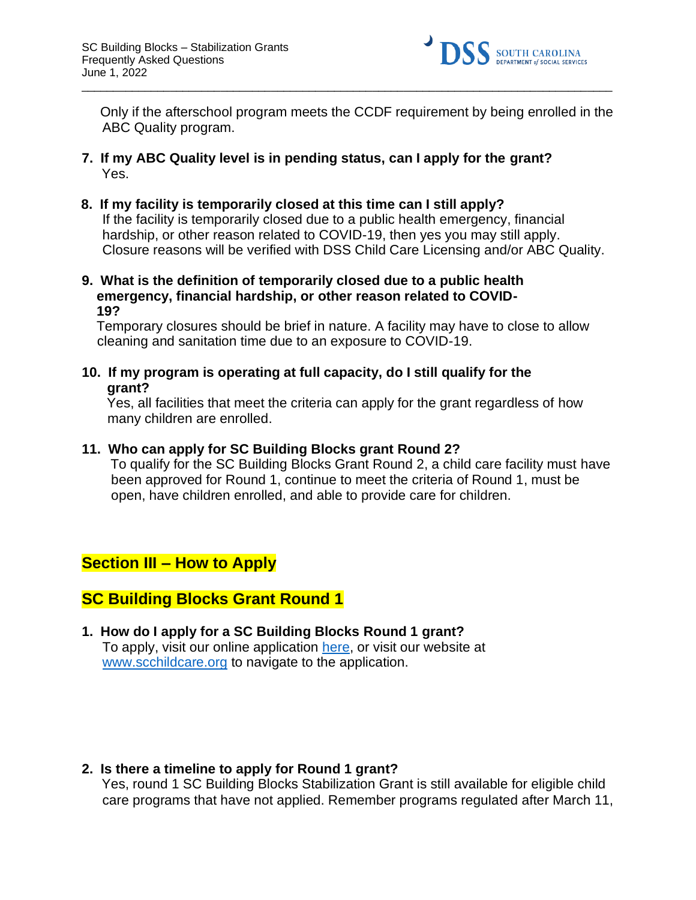Only if the afterschool program meets the CCDF requirement by being enrolled in the ABC Quality program.

7. **If my ABC Quality level is in pending status, can I apply for the grant?**
   Yes.

8. **If my facility is temporarily closed at this time can I still apply?**
   If the facility is temporarily closed due to a public health emergency, financial hardship, or other reason related to COVID-19, then yes you may still apply. Closure reasons will be verified with DSS Child Care Licensing and/or ABC Quality.

9. **What is the definition of temporarily closed due to a public health emergency, financial hardship, or other reason related to COVID-19?**
   Temporary closures should be brief in nature. A facility may have to close to allow cleaning and sanitation time due to an exposure to COVID-19.

10. **If my program is operating at full capacity, do I still qualify for the grant?**
    Yes, all facilities that meet the criteria can apply for the grant regardless of how many children are enrolled.

11. **Who can apply for SC Building Blocks grant Round 2?**
    To qualify for the SC Building Blocks Grant Round 2, a child care facility must have been approved for Round 1, continue to meet the criteria of Round 1, must be open, have children enrolled, and able to provide care for children.

## Section III – How to Apply

## SC Building Blocks Grant Round 1

1. **How do I apply for a SC Building Blocks Round 1 grant?**
   To apply, visit our online application here, or visit our website at www.scchildcare.org to navigate to the application.

2. **Is there a timeline to apply for Round 1 grant?**
   Yes, round 1 SC Building Blocks Stabilization Grant is still available for eligible child care programs that have not applied. Remember programs regulated after March 11,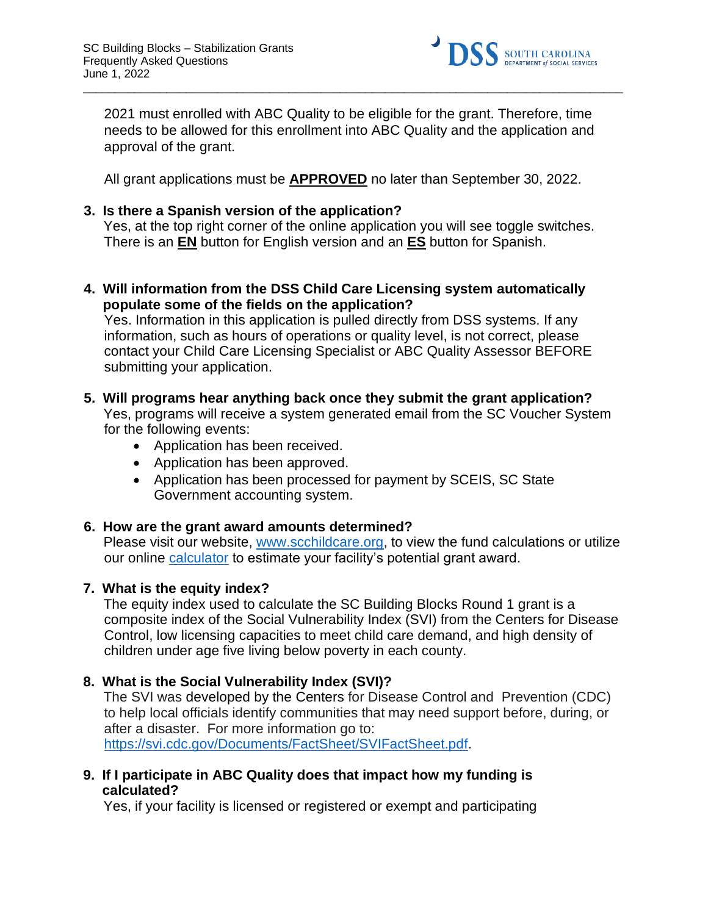2021 must enrolled with ABC Quality to be eligible for the grant. Therefore, time needs to be allowed for this enrollment into ABC Quality and the application and approval of the grant.

All grant applications must be **APPROVED** no later than September 30, 2022.

3. **Is there a Spanish version of the application?**
   Yes, at the top right corner of the online application you will see toggle switches. There is an **EN** button for English version and an **ES** button for Spanish.

4. **Will information from the DSS Child Care Licensing system automatically populate some of the fields on the application?**
   Yes. Information in this application is pulled directly from DSS systems. If any information, such as hours of operations or quality level, is not correct, please contact your Child Care Licensing Specialist or ABC Quality Assessor BEFORE submitting your application.

5. **Will programs hear anything back once they submit the grant application?**
   Yes, programs will receive a system generated email from the SC Voucher System for the following events:
   - Application has been received.
   - Application has been approved.
   - Application has been processed for payment by SCEIS, SC State Government accounting system.

6. **How are the grant award amounts determined?**
   Please visit our website, www.scchildcare.org, to view the fund calculations or utilize our online calculator to estimate your facility's potential grant award.

7. **What is the equity index?**
   The equity index used to calculate the SC Building Blocks Round 1 grant is a composite index of the Social Vulnerability Index (SVI) from the Centers for Disease Control, low licensing capacities to meet child care demand, and high density of children under age five living below poverty in each county.

8. **What is the Social Vulnerability Index (SVI)?**
   The SVI was developed by the Centers for Disease Control and Prevention (CDC) to help local officials identify communities that may need support before, during, or after a disaster. For more information go to: https://svi.cdc.gov/Documents/FactSheet/SVIFactSheet.pdf.

9. **If I participate in ABC Quality does that impact how my funding is calculated?**
   Yes, if your facility is licensed or registered or exempt and participating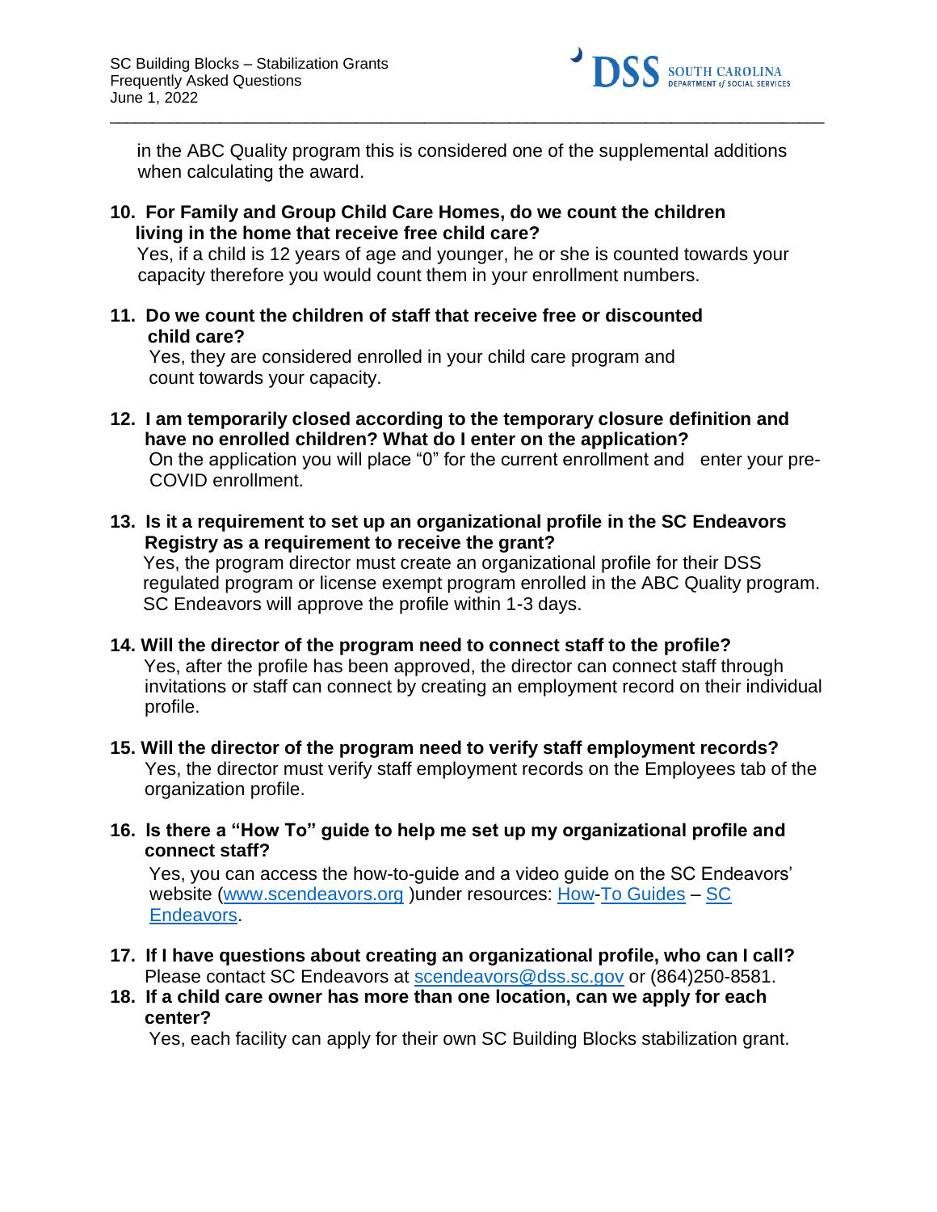in the ABC Quality program this is considered one of the supplemental additions when calculating the award.

10. **For Family and Group Child Care Homes, do we count the children living in the home that receive free child care?**
    Yes, if a child is 12 years of age and younger, he or she is counted towards your capacity therefore you would count them in your enrollment numbers.

11. **Do we count the children of staff that receive free or discounted child care?**
    Yes, they are considered enrolled in your child care program and count towards your capacity.

12. **I am temporarily closed according to the temporary closure definition and have no enrolled children? What do I enter on the application?**
    On the application you will place "0" for the current enrollment and enter your pre-COVID enrollment.

13. **Is it a requirement to set up an organizational profile in the SC Endeavors Registry as a requirement to receive the grant?**
    Yes, the program director must create an organizational profile for their DSS regulated program or license exempt program enrolled in the ABC Quality program. SC Endeavors will approve the profile within 1-3 days.

14. **Will the director of the program need to connect staff to the profile?**
    Yes, after the profile has been approved, the director can connect staff through invitations or staff can connect by creating an employment record on their individual profile.

15. **Will the director of the program need to verify staff employment records?**
    Yes, the director must verify staff employment records on the Employees tab of the organization profile.

16. **Is there a "How To" guide to help me set up my organizational profile and connect staff?**
    Yes, you can access the how-to-guide and a video guide on the SC Endeavors' website (www.scendeavors.org )under resources: How-To Guides – SC Endeavors.

17. **If I have questions about creating an organizational profile, who can I call?**
    Please contact SC Endeavors at scendeavors@dss.sc.gov or (864)250-8581.

18. **If a child care owner has more than one location, can we apply for each center?**
    Yes, each facility can apply for their own SC Building Blocks stabilization grant.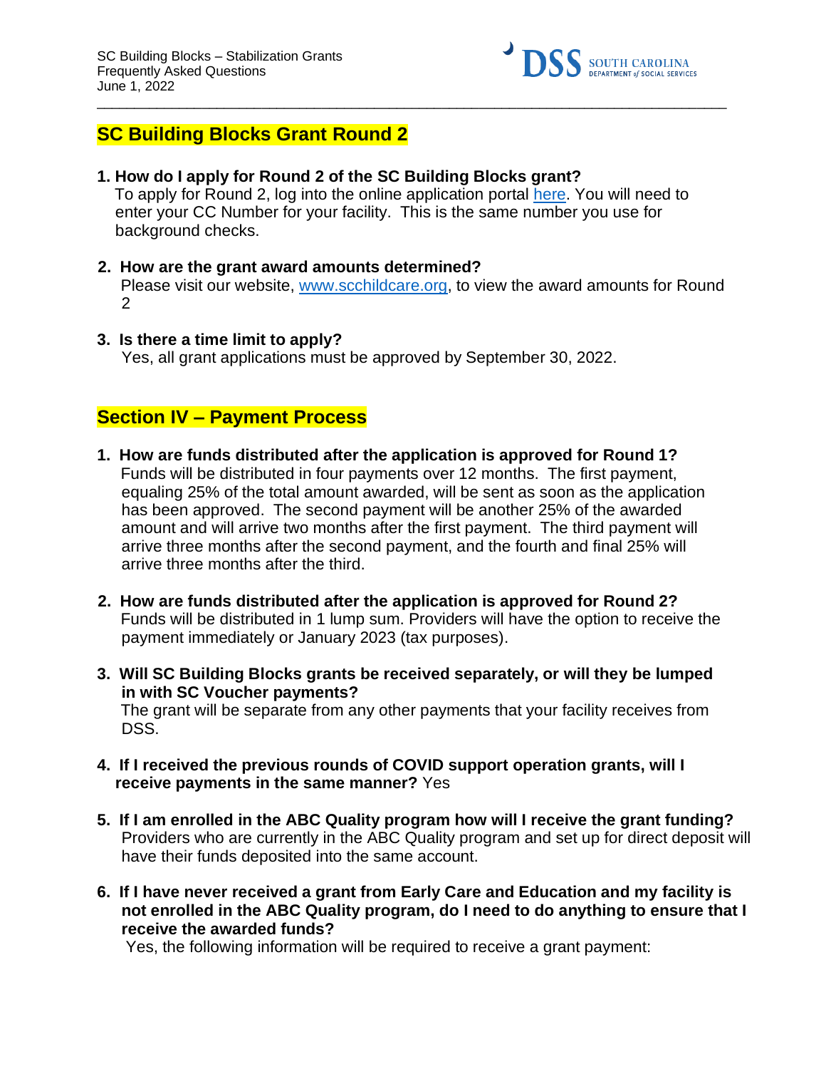## SC Building Blocks Grant Round 2

1. **How do I apply for Round 2 of the SC Building Blocks grant?**
   To apply for Round 2, log into the online application portal here. You will need to enter your CC Number for your facility. This is the same number you use for background checks.

2. **How are the grant award amounts determined?**
   Please visit our website, www.scchildcare.org, to view the award amounts for Round 2

3. **Is there a time limit to apply?**
   Yes, all grant applications must be approved by September 30, 2022.

## Section IV – Payment Process

1. **How are funds distributed after the application is approved for Round 1?**
   Funds will be distributed in four payments over 12 months. The first payment, equaling 25% of the total amount awarded, will be sent as soon as the application has been approved. The second payment will be another 25% of the awarded amount and will arrive two months after the first payment. The third payment will arrive three months after the second payment, and the fourth and final 25% will arrive three months after the third.

2. **How are funds distributed after the application is approved for Round 2?**
   Funds will be distributed in 1 lump sum. Providers will have the option to receive the payment immediately or January 2023 (tax purposes).

3. **Will SC Building Blocks grants be received separately, or will they be lumped in with SC Voucher payments?**
   The grant will be separate from any other payments that your facility receives from DSS.

4. **If I received the previous rounds of COVID support operation grants, will I receive payments in the same manner?** Yes

5. **If I am enrolled in the ABC Quality program how will I receive the grant funding?**
   Providers who are currently in the ABC Quality program and set up for direct deposit will have their funds deposited into the same account.

6. **If I have never received a grant from Early Care and Education and my facility is not enrolled in the ABC Quality program, do I need to do anything to ensure that I receive the awarded funds?**
   Yes, the following information will be required to receive a grant payment: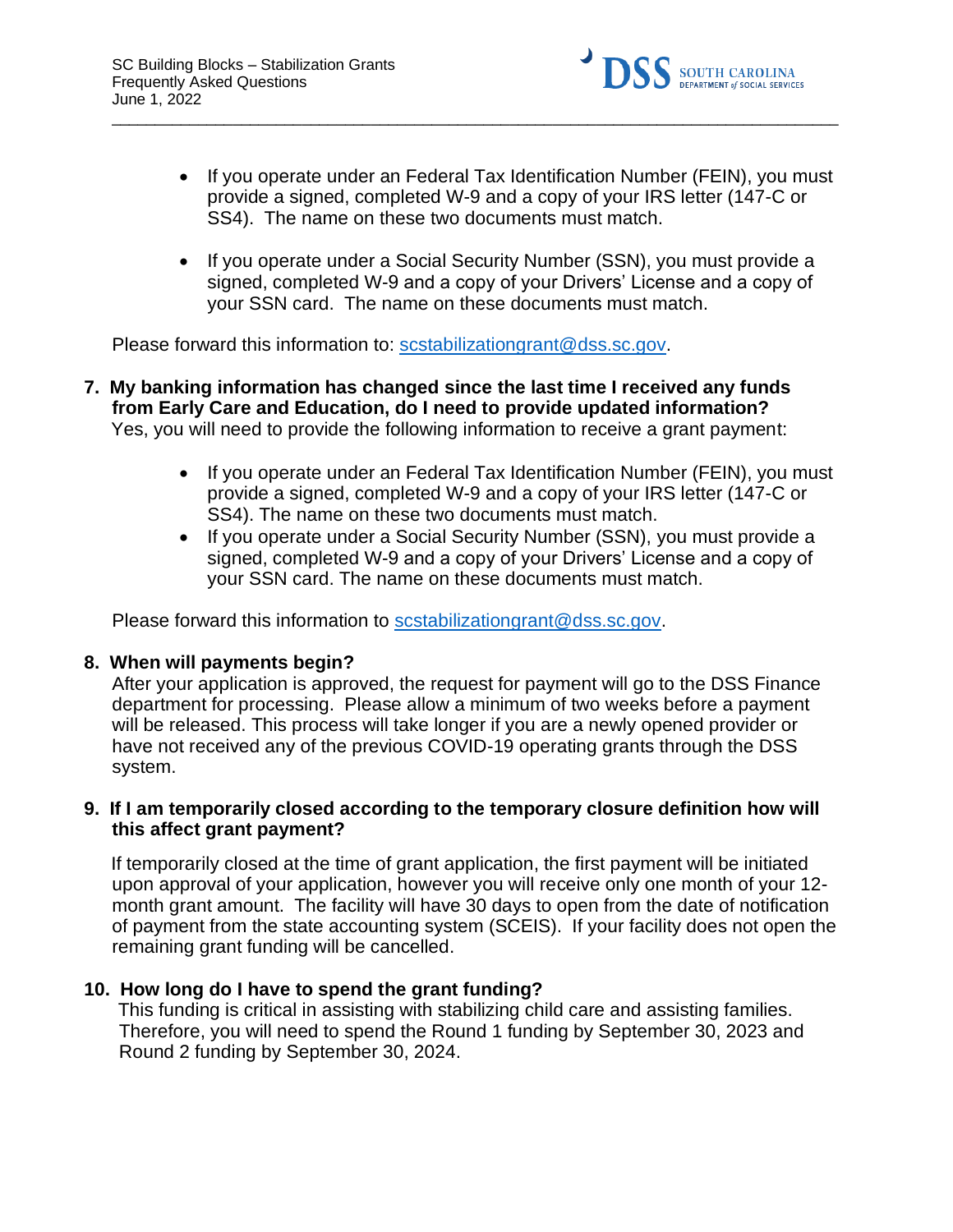- If you operate under an Federal Tax Identification Number (FEIN), you must provide a signed, completed W-9 and a copy of your IRS letter (147-C or SS4). The name on these two documents must match.

- If you operate under a Social Security Number (SSN), you must provide a signed, completed W-9 and a copy of your Drivers' License and a copy of your SSN card. The name on these documents must match.

Please forward this information to: scstabilizationgrant@dss.sc.gov.

**7. My banking information has changed since the last time I received any funds from Early Care and Education, do I need to provide updated information?**

Yes, you will need to provide the following information to receive a grant payment:

- If you operate under an Federal Tax Identification Number (FEIN), you must provide a signed, completed W-9 and a copy of your IRS letter (147-C or SS4). The name on these two documents must match.
- If you operate under a Social Security Number (SSN), you must provide a signed, completed W-9 and a copy of your Drivers' License and a copy of your SSN card. The name on these documents must match.

Please forward this information to scstabilizationgrant@dss.sc.gov.

**8. When will payments begin?**

After your application is approved, the request for payment will go to the DSS Finance department for processing. Please allow a minimum of two weeks before a payment will be released. This process will take longer if you are a newly opened provider or have not received any of the previous COVID-19 operating grants through the DSS system.

**9. If I am temporarily closed according to the temporary closure definition how will this affect grant payment?**

If temporarily closed at the time of grant application, the first payment will be initiated upon approval of your application, however you will receive only one month of your 12-month grant amount. The facility will have 30 days to open from the date of notification of payment from the state accounting system (SCEIS). If your facility does not open the remaining grant funding will be cancelled.

**10. How long do I have to spend the grant funding?**

This funding is critical in assisting with stabilizing child care and assisting families. Therefore, you will need to spend the Round 1 funding by September 30, 2023 and Round 2 funding by September 30, 2024.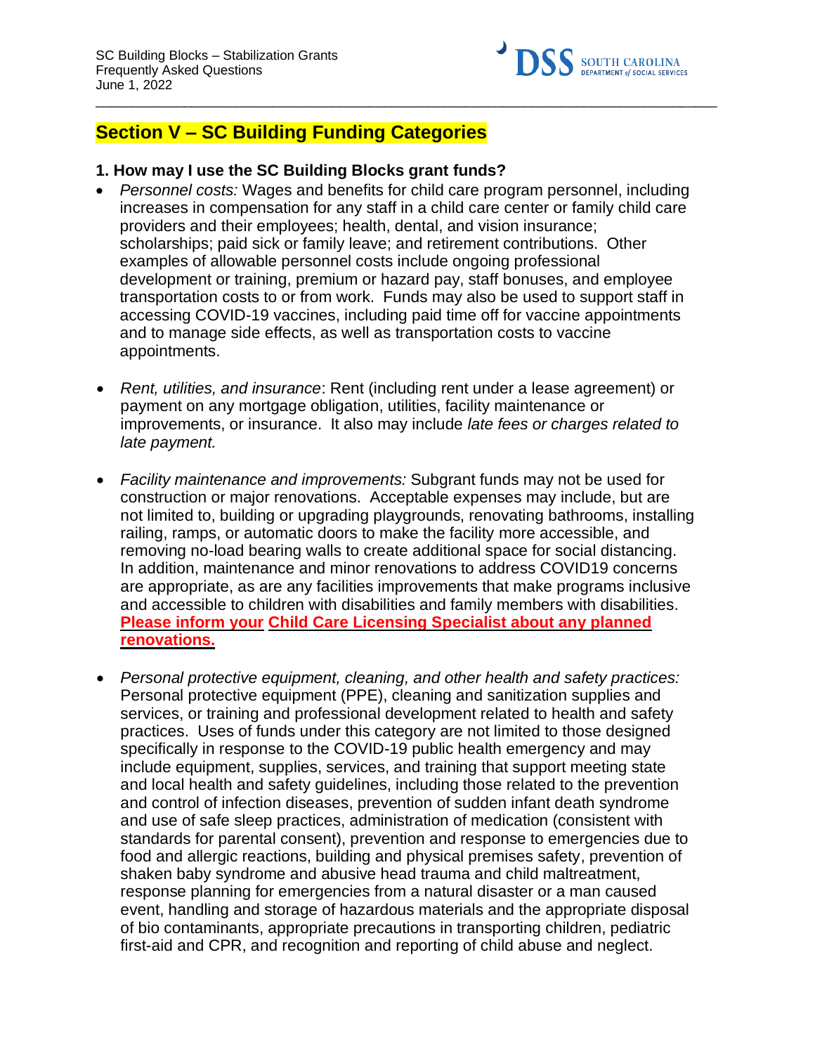## Section V – SC Building Funding Categories

### 1. How may I use the SC Building Blocks grant funds?

- *Personnel costs:* Wages and benefits for child care program personnel, including increases in compensation for any staff in a child care center or family child care providers and their employees; health, dental, and vision insurance; scholarships; paid sick or family leave; and retirement contributions. Other examples of allowable personnel costs include ongoing professional development or training, premium or hazard pay, staff bonuses, and employee transportation costs to or from work. Funds may also be used to support staff in accessing COVID-19 vaccines, including paid time off for vaccine appointments and to manage side effects, as well as transportation costs to vaccine appointments.

- *Rent, utilities, and insurance*: Rent (including rent under a lease agreement) or payment on any mortgage obligation, utilities, facility maintenance or improvements, or insurance. It also may include *late fees or charges related to late payment.*

- *Facility maintenance and improvements:* Subgrant funds may not be used for construction or major renovations. Acceptable expenses may include, but are not limited to, building or upgrading playgrounds, renovating bathrooms, installing railing, ramps, or automatic doors to make the facility more accessible, and removing no-load bearing walls to create additional space for social distancing. In addition, maintenance and minor renovations to address COVID19 concerns are appropriate, as are any facilities improvements that make programs inclusive and accessible to children with disabilities and family members with disabilities. **Please inform your Child Care Licensing Specialist about any planned renovations.**

- *Personal protective equipment, cleaning, and other health and safety practices:* Personal protective equipment (PPE), cleaning and sanitization supplies and services, or training and professional development related to health and safety practices. Uses of funds under this category are not limited to those designed specifically in response to the COVID-19 public health emergency and may include equipment, supplies, services, and training that support meeting state and local health and safety guidelines, including those related to the prevention and control of infection diseases, prevention of sudden infant death syndrome and use of safe sleep practices, administration of medication (consistent with standards for parental consent), prevention and response to emergencies due to food and allergic reactions, building and physical premises safety, prevention of shaken baby syndrome and abusive head trauma and child maltreatment, response planning for emergencies from a natural disaster or a man caused event, handling and storage of hazardous materials and the appropriate disposal of bio contaminants, appropriate precautions in transporting children, pediatric first-aid and CPR, and recognition and reporting of child abuse and neglect.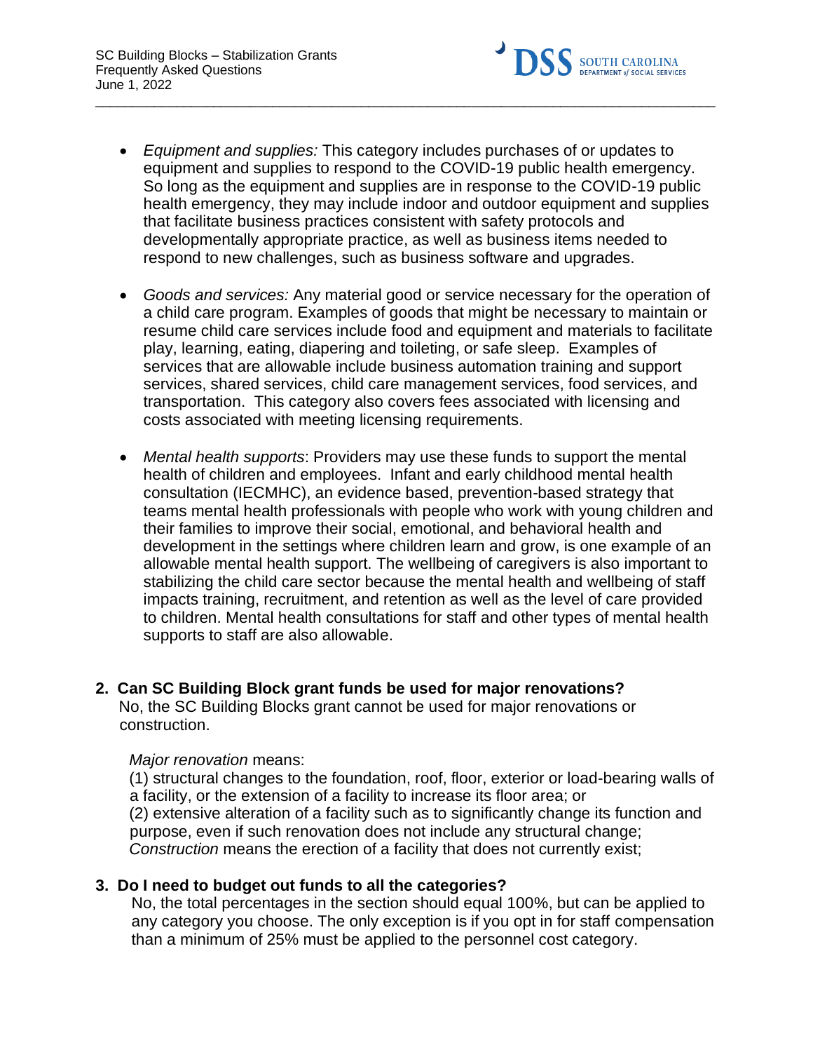- *Equipment and supplies:* This category includes purchases of or updates to equipment and supplies to respond to the COVID-19 public health emergency. So long as the equipment and supplies are in response to the COVID-19 public health emergency, they may include indoor and outdoor equipment and supplies that facilitate business practices consistent with safety protocols and developmentally appropriate practice, as well as business items needed to respond to new challenges, such as business software and upgrades.

- *Goods and services:* Any material good or service necessary for the operation of a child care program. Examples of goods that might be necessary to maintain or resume child care services include food and equipment and materials to facilitate play, learning, eating, diapering and toileting, or safe sleep. Examples of services that are allowable include business automation training and support services, shared services, child care management services, food services, and transportation. This category also covers fees associated with licensing and costs associated with meeting licensing requirements.

- *Mental health supports*: Providers may use these funds to support the mental health of children and employees. Infant and early childhood mental health consultation (IECMHC), an evidence based, prevention-based strategy that teams mental health professionals with people who work with young children and their families to improve their social, emotional, and behavioral health and development in the settings where children learn and grow, is one example of an allowable mental health support. The wellbeing of caregivers is also important to stabilizing the child care sector because the mental health and wellbeing of staff impacts training, recruitment, and retention as well as the level of care provided to children. Mental health consultations for staff and other types of mental health supports to staff are also allowable.

**2. Can SC Building Block grant funds be used for major renovations?**

No, the SC Building Blocks grant cannot be used for major renovations or construction.

*Major renovation* means:
(1) structural changes to the foundation, roof, floor, exterior or load-bearing walls of a facility, or the extension of a facility to increase its floor area; or
(2) extensive alteration of a facility such as to significantly change its function and purpose, even if such renovation does not include any structural change;
*Construction* means the erection of a facility that does not currently exist;

**3. Do I need to budget out funds to all the categories?**

No, the total percentages in the section should equal 100%, but can be applied to any category you choose. The only exception is if you opt in for staff compensation than a minimum of 25% must be applied to the personnel cost category.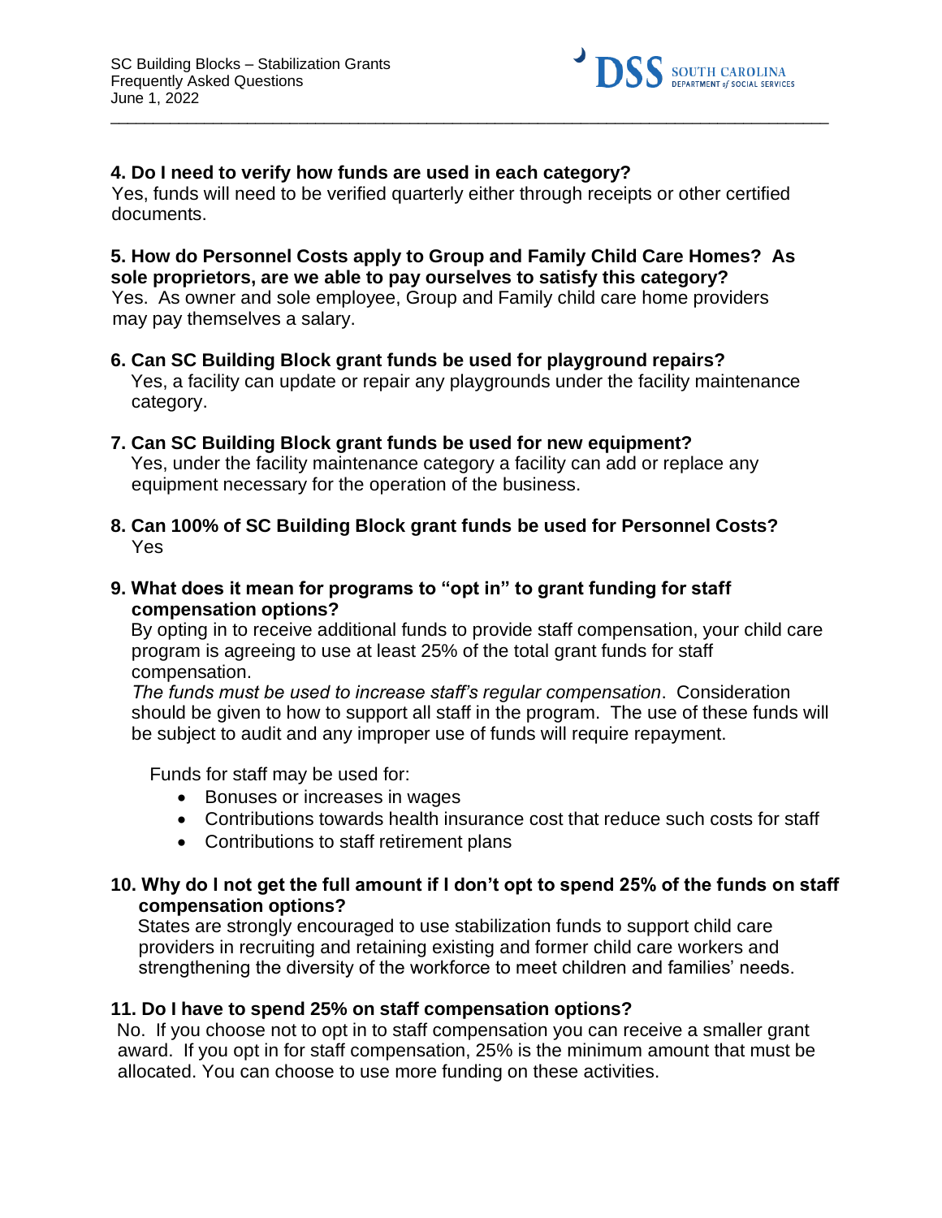**4. Do I need to verify how funds are used in each category?**

Yes, funds will need to be verified quarterly either through receipts or other certified documents.

**5. How do Personnel Costs apply to Group and Family Child Care Homes? As sole proprietors, are we able to pay ourselves to satisfy this category?**

Yes. As owner and sole employee, Group and Family child care home providers may pay themselves a salary.

**6. Can SC Building Block grant funds be used for playground repairs?**

Yes, a facility can update or repair any playgrounds under the facility maintenance category.

**7. Can SC Building Block grant funds be used for new equipment?**

Yes, under the facility maintenance category a facility can add or replace any equipment necessary for the operation of the business.

**8. Can 100% of SC Building Block grant funds be used for Personnel Costs?**

Yes

**9. What does it mean for programs to "opt in" to grant funding for staff compensation options?**

By opting in to receive additional funds to provide staff compensation, your child care program is agreeing to use at least 25% of the total grant funds for staff compensation.

*The funds must be used to increase staff's regular compensation*. Consideration should be given to how to support all staff in the program. The use of these funds will be subject to audit and any improper use of funds will require repayment.

Funds for staff may be used for:

- Bonuses or increases in wages
- Contributions towards health insurance cost that reduce such costs for staff
- Contributions to staff retirement plans

**10. Why do I not get the full amount if I don't opt to spend 25% of the funds on staff compensation options?**

States are strongly encouraged to use stabilization funds to support child care providers in recruiting and retaining existing and former child care workers and strengthening the diversity of the workforce to meet children and families' needs.

**11. Do I have to spend 25% on staff compensation options?**

No. If you choose not to opt in to staff compensation you can receive a smaller grant award. If you opt in for staff compensation, 25% is the minimum amount that must be allocated. You can choose to use more funding on these activities.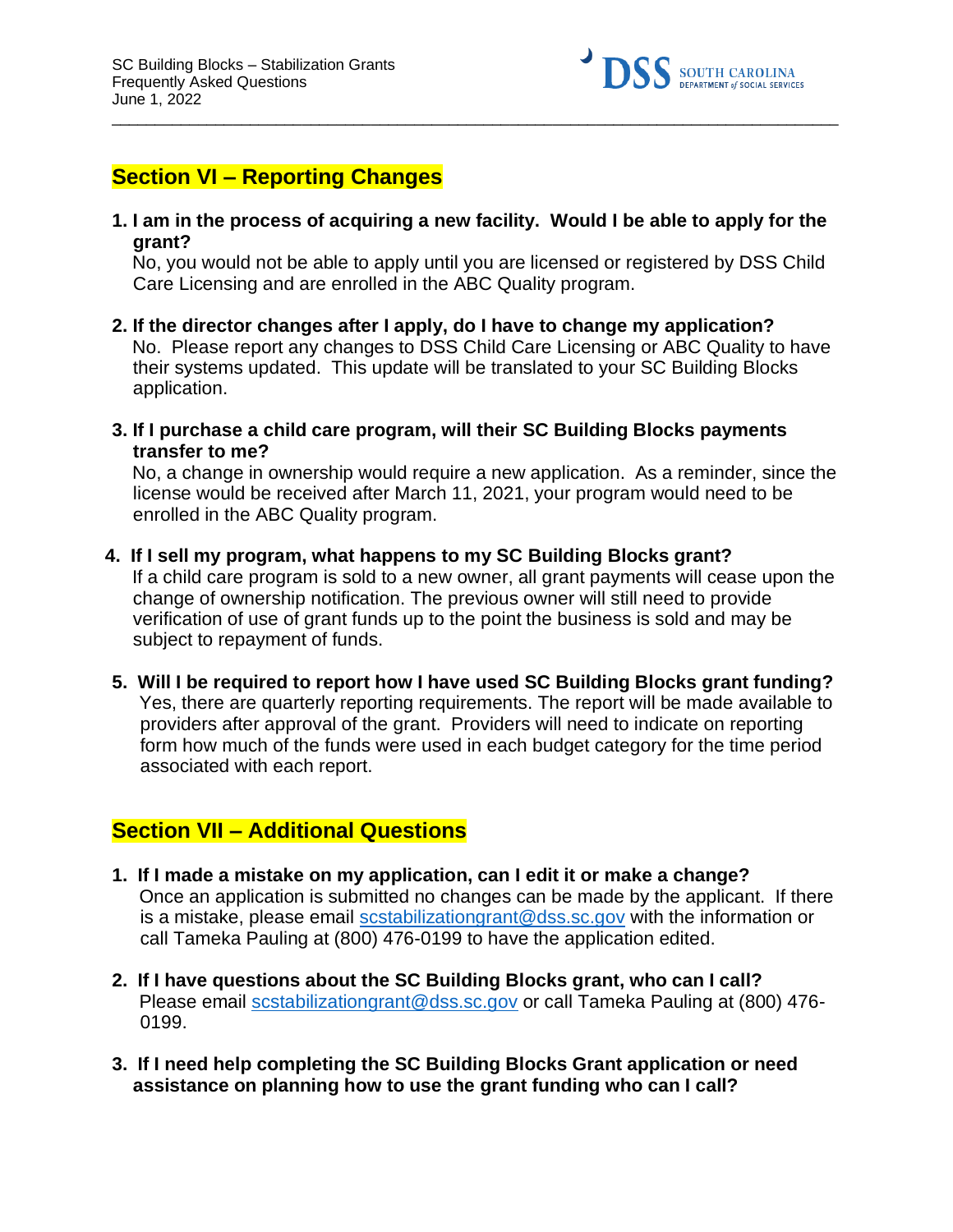## Section VI – Reporting Changes

1. **I am in the process of acquiring a new facility. Would I be able to apply for the grant?**
   No, you would not be able to apply until you are licensed or registered by DSS Child Care Licensing and are enrolled in the ABC Quality program.

2. **If the director changes after I apply, do I have to change my application?**
   No. Please report any changes to DSS Child Care Licensing or ABC Quality to have their systems updated. This update will be translated to your SC Building Blocks application.

3. **If I purchase a child care program, will their SC Building Blocks payments transfer to me?**
   No, a change in ownership would require a new application. As a reminder, since the license would be received after March 11, 2021, your program would need to be enrolled in the ABC Quality program.

4. **If I sell my program, what happens to my SC Building Blocks grant?**
   If a child care program is sold to a new owner, all grant payments will cease upon the change of ownership notification. The previous owner will still need to provide verification of use of grant funds up to the point the business is sold and may be subject to repayment of funds.

5. **Will I be required to report how I have used SC Building Blocks grant funding?**
   Yes, there are quarterly reporting requirements. The report will be made available to providers after approval of the grant. Providers will need to indicate on reporting form how much of the funds were used in each budget category for the time period associated with each report.

## Section VII – Additional Questions

1. **If I made a mistake on my application, can I edit it or make a change?**
   Once an application is submitted no changes can be made by the applicant. If there is a mistake, please email scstabilizationgrant@dss.sc.gov with the information or call Tameka Pauling at (800) 476-0199 to have the application edited.

2. **If I have questions about the SC Building Blocks grant, who can I call?**
   Please email scstabilizationgrant@dss.sc.gov or call Tameka Pauling at (800) 476-0199.

3. **If I need help completing the SC Building Blocks Grant application or need assistance on planning how to use the grant funding who can I call?**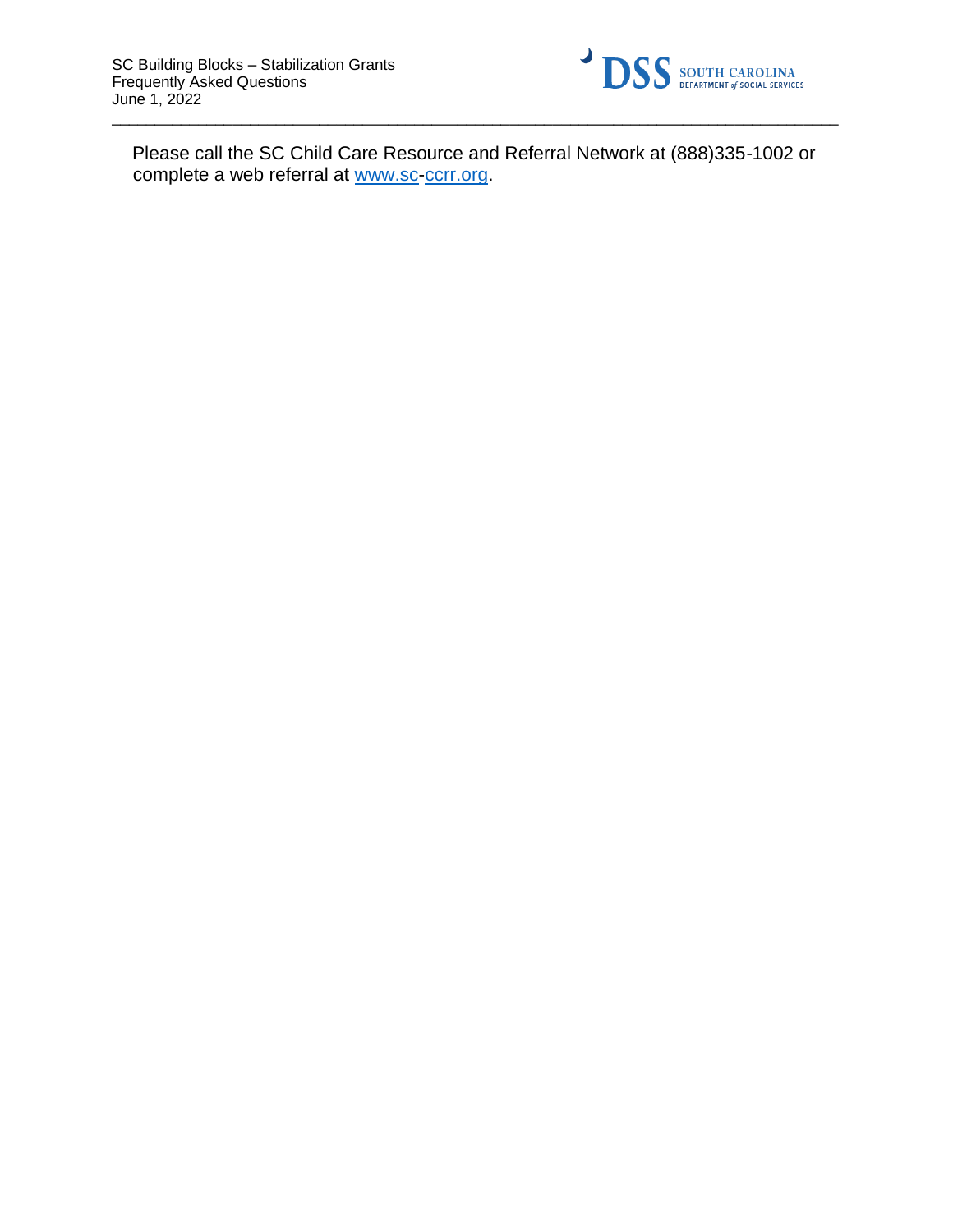Please call the SC Child Care Resource and Referral Network at (888)335-1002 or complete a web referral at [www.sc-ccrr.org](www.sc-ccrr.org).